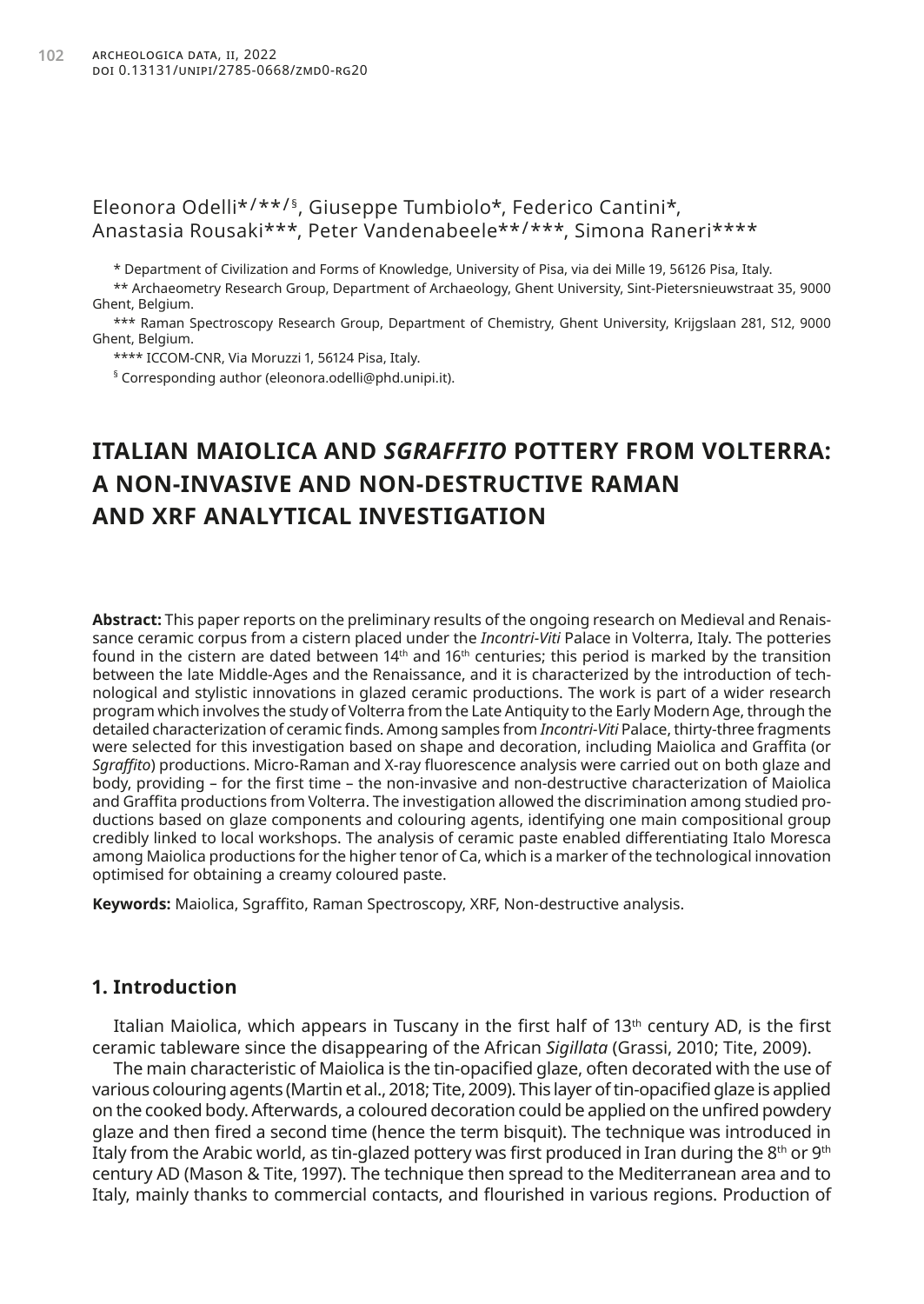Eleonora Odelli*/**/§, Giuseppe Tumbiolo*, Federico Cantini*, Anastasia Rousaki***, Peter Vandenabeele**/***, Simona Raneri****

\* Department of Civilization and Forms of Knowledge, University of Pisa, via dei Mille 19, 56126 Pisa, Italy.

\*\* Archaeometry Research Group, Department of Archaeology, Ghent University, Sint-Pietersnieuwstraat 35, 9000 Ghent, Belgium.

\*\*\* Raman Spectroscopy Research Group, Department of Chemistry, Ghent University, Krijgslaan 281, S12, 9000 Ghent, Belgium.

\*\*\*\* ICCOM-CNR, Via Moruzzi 1, 56124 Pisa, Italy.

§ Corresponding author (eleonora.odelli@phd.unipi.it).

# ITALIAN MAIOLICA AND *SGRAFFITO* POTTERY FROM VOLTERRA: A NON-INVASIVE AND NON-DESTRUCTIVE RAMAN AND XRF ANALYTICAL INVESTIGATION

**Abstract:** This paper reports on the preliminary results of the ongoing research on Medieval and Renaissance ceramic corpus from a cistern placed under the *Incontri-Viti* Palace in Volterra, Italy. The potteries found in the cistern are dated between 14th and 16th centuries; this period is marked by the transition between the late Middle-Ages and the Renaissance, and it is characterized by the introduction of technological and stylistic innovations in glazed ceramic productions. The work is part of a wider research program which involves the study of Volterra from the Late Antiquity to the Early Modern Age, through the detailed characterization of ceramic finds. Among samples from *Incontri-Viti* Palace, thirty-three fragments were selected for this investigation based on shape and decoration, including Maiolica and Graffita (or *Sgraffito*) productions. Micro-Raman and X-ray fluorescence analysis were carried out on both glaze and body, providing – for the first time – the non-invasive and non-destructive characterization of Maiolica and Graffita productions from Volterra. The investigation allowed the discrimination among studied productions based on glaze components and colouring agents, identifying one main compositional group credibly linked to local workshops. The analysis of ceramic paste enabled differentiating Italo Moresca among Maiolica productions for the higher tenor of Ca, which is a marker of the technological innovation optimised for obtaining a creamy coloured paste.

**Keywords:** Maiolica, Sgraffito, Raman Spectroscopy, XRF, Non-destructive analysis.

## 1. Introduction

Italian Maiolica, which appears in Tuscany in the first half of 13th century AD, is the first ceramic tableware since the disappearing of the African *Sigillata* (Grassi, 2010; Tite, 2009).

The main characteristic of Maiolica is the tin-opacified glaze, often decorated with the use of various colouring agents (Martin et al., 2018; Tite, 2009). This layer of tin-opacified glaze is applied on the cooked body. Afterwards, a coloured decoration could be applied on the unfired powdery glaze and then fired a second time (hence the term bisquit). The technique was introduced in Italy from the Arabic world, as tin-glazed pottery was first produced in Iran during the 8th or 9th century AD (Mason & Tite, 1997). The technique then spread to the Mediterranean area and to Italy, mainly thanks to commercial contacts, and flourished in various regions. Production of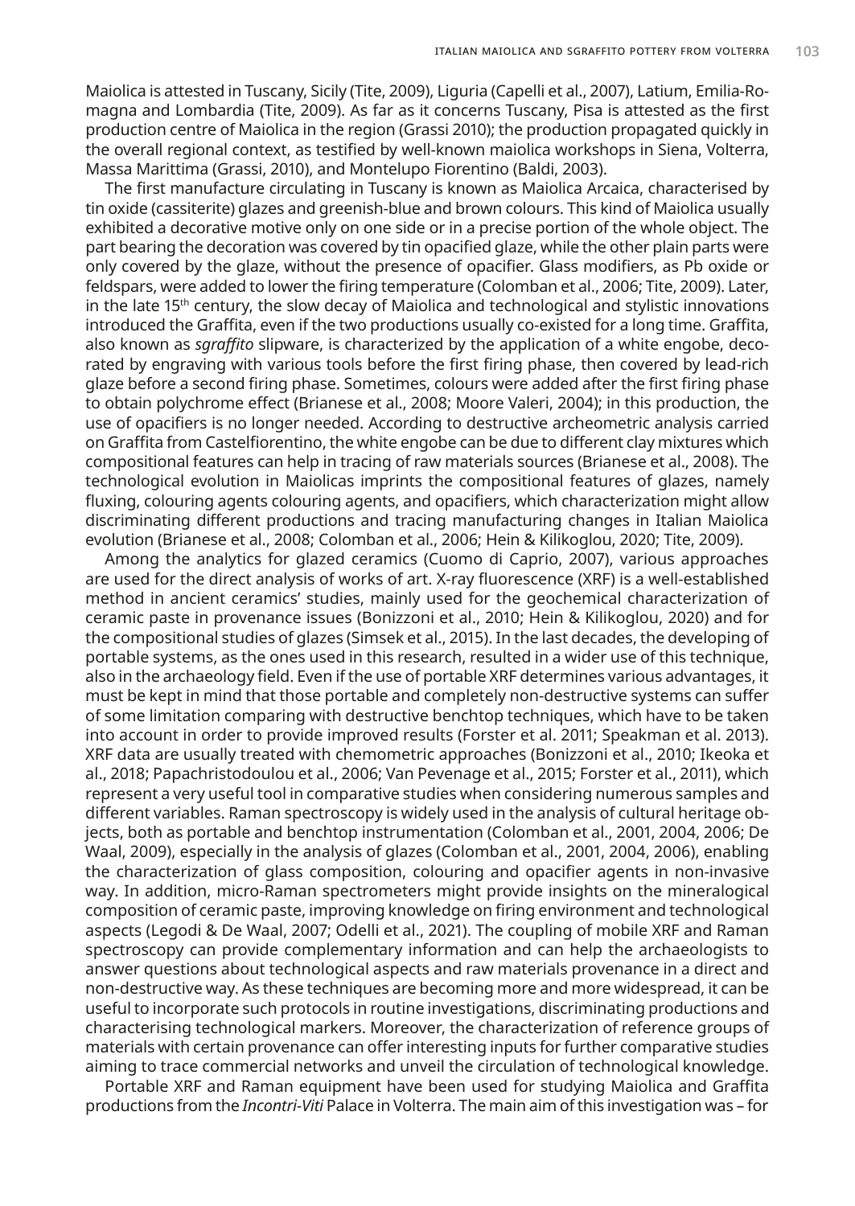Maiolica is attested in Tuscany, Sicily (Tite, 2009), Liguria (Capelli et al., 2007), Latium, Emilia-Romagna and Lombardia (Tite, 2009). As far as it concerns Tuscany, Pisa is attested as the first production centre of Maiolica in the region (Grassi 2010); the production propagated quickly in the overall regional context, as testified by well-known maiolica workshops in Siena, Volterra, Massa Marittima (Grassi, 2010), and Montelupo Fiorentino (Baldi, 2003).

The first manufacture circulating in Tuscany is known as Maiolica Arcaica, characterised by tin oxide (cassiterite) glazes and greenish-blue and brown colours. This kind of Maiolica usually exhibited a decorative motive only on one side or in a precise portion of the whole object. The part bearing the decoration was covered by tin opacified glaze, while the other plain parts were only covered by the glaze, without the presence of opacifier. Glass modifiers, as Pb oxide or feldspars, were added to lower the firing temperature (Colomban et al., 2006; Tite, 2009). Later, in the late 15th century, the slow decay of Maiolica and technological and stylistic innovations introduced the Graffita, even if the two productions usually co-existed for a long time. Graffita, also known as *sgraffito* slipware, is characterized by the application of a white engobe, decorated by engraving with various tools before the first firing phase, then covered by lead-rich glaze before a second firing phase. Sometimes, colours were added after the first firing phase to obtain polychrome effect (Brianese et al., 2008; Moore Valeri, 2004); in this production, the use of opacifiers is no longer needed. According to destructive archeometric analysis carried on Graffita from Castelfiorentino, the white engobe can be due to different clay mixtures which compositional features can help in tracing of raw materials sources (Brianese et al., 2008). The technological evolution in Maiolicas imprints the compositional features of glazes, namely fluxing, colouring agents colouring agents, and opacifiers, which characterization might allow discriminating different productions and tracing manufacturing changes in Italian Maiolica evolution (Brianese et al., 2008; Colomban et al., 2006; Hein & Kilikoglou, 2020; Tite, 2009).

Among the analytics for glazed ceramics (Cuomo di Caprio, 2007), various approaches are used for the direct analysis of works of art. X-ray fluorescence (XRF) is a well-established method in ancient ceramics' studies, mainly used for the geochemical characterization of ceramic paste in provenance issues (Bonizzoni et al., 2010; Hein & Kilikoglou, 2020) and for the compositional studies of glazes (Simsek et al., 2015). In the last decades, the developing of portable systems, as the ones used in this research, resulted in a wider use of this technique, also in the archaeology field. Even if the use of portable XRF determines various advantages, it must be kept in mind that those portable and completely non-destructive systems can suffer of some limitation comparing with destructive benchtop techniques, which have to be taken into account in order to provide improved results (Forster et al. 2011; Speakman et al. 2013). XRF data are usually treated with chemometric approaches (Bonizzoni et al., 2010; Ikeoka et al., 2018; Papachristodoulou et al., 2006; Van Pevenage et al., 2015; Forster et al., 2011), which represent a very useful tool in comparative studies when considering numerous samples and different variables. Raman spectroscopy is widely used in the analysis of cultural heritage objects, both as portable and benchtop instrumentation (Colomban et al., 2001, 2004, 2006; De Waal, 2009), especially in the analysis of glazes (Colomban et al., 2001, 2004, 2006), enabling the characterization of glass composition, colouring and opacifier agents in non-invasive way. In addition, micro-Raman spectrometers might provide insights on the mineralogical composition of ceramic paste, improving knowledge on firing environment and technological aspects (Legodi & De Waal, 2007; Odelli et al., 2021). The coupling of mobile XRF and Raman spectroscopy can provide complementary information and can help the archaeologists to answer questions about technological aspects and raw materials provenance in a direct and non-destructive way. As these techniques are becoming more and more widespread, it can be useful to incorporate such protocols in routine investigations, discriminating productions and characterising technological markers. Moreover, the characterization of reference groups of materials with certain provenance can offer interesting inputs for further comparative studies aiming to trace commercial networks and unveil the circulation of technological knowledge.

Portable XRF and Raman equipment have been used for studying Maiolica and Graffita productions from the *Incontri-Viti* Palace in Volterra. The main aim of this investigation was – for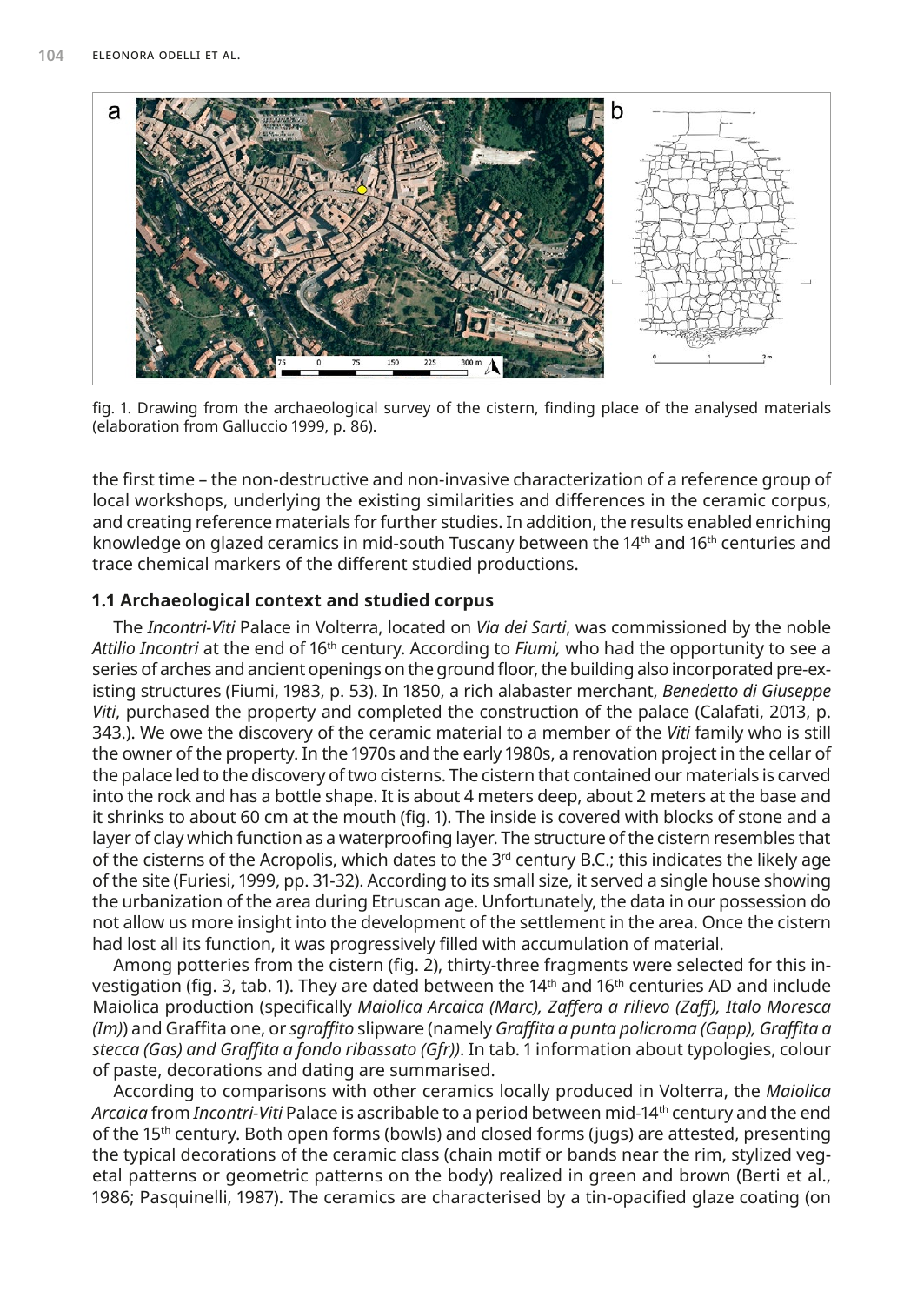fig. 1. Drawing from the archaeological survey of the cistern, finding place of the analysed materials (elaboration from Galluccio 1999, p. 86).

the first time – the non-destructive and non-invasive characterization of a reference group of local workshops, underlying the existing similarities and differences in the ceramic corpus, and creating reference materials for further studies. In addition, the results enabled enriching knowledge on glazed ceramics in mid-south Tuscany between the 14th and 16th centuries and trace chemical markers of the different studied productions.

### 1.1 Archaeological context and studied corpus

The *Incontri-Viti* Palace in Volterra, located on *Via dei Sarti*, was commissioned by the noble *Attilio Incontri* at the end of 16th century. According to *Fiumi,* who had the opportunity to see a series of arches and ancient openings on the ground floor, the building also incorporated pre-existing structures (Fiumi, 1983, p. 53). In 1850, a rich alabaster merchant, *Benedetto di Giuseppe Viti*, purchased the property and completed the construction of the palace (Calafati, 2013, p. 343.). We owe the discovery of the ceramic material to a member of the *Viti* family who is still the owner of the property. In the 1970s and the early 1980s, a renovation project in the cellar of the palace led to the discovery of two cisterns. The cistern that contained our materials is carved into the rock and has a bottle shape. It is about 4 meters deep, about 2 meters at the base and it shrinks to about 60 cm at the mouth (fig. 1). The inside is covered with blocks of stone and a layer of clay which function as a waterproofing layer. The structure of the cistern resembles that of the cisterns of the Acropolis, which dates to the 3rd century B.C.; this indicates the likely age of the site (Furiesi, 1999, pp. 31-32). According to its small size, it served a single house showing the urbanization of the area during Etruscan age. Unfortunately, the data in our possession do not allow us more insight into the development of the settlement in the area. Once the cistern had lost all its function, it was progressively filled with accumulation of material.

Among potteries from the cistern (fig. 2), thirty-three fragments were selected for this investigation (fig. 3, tab. 1). They are dated between the 14th and 16th centuries AD and include Maiolica production (specifically *Maiolica Arcaica (Marc), Zaffera a rilievo (Zaff), Italo Moresca (Im)*) and Graffita one, or *sgraffito* slipware (namely *Graffita a punta policroma (Gapp), Graffita a stecca (Gas) and Graffita a fondo ribassato (Gfr))*. In tab. 1 information about typologies, colour of paste, decorations and dating are summarised.

According to comparisons with other ceramics locally produced in Volterra, the *Maiolica Arcaica* from *Incontri-Viti* Palace is ascribable to a period between mid-14th century and the end of the 15th century. Both open forms (bowls) and closed forms (jugs) are attested, presenting the typical decorations of the ceramic class (chain motif or bands near the rim, stylized vegetal patterns or geometric patterns on the body) realized in green and brown (Berti et al., 1986; Pasquinelli, 1987). The ceramics are characterised by a tin-opacified glaze coating (on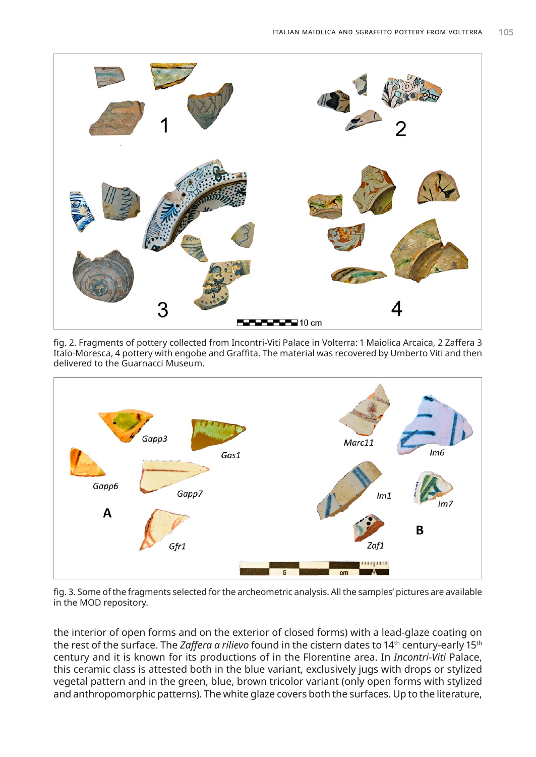fig. 2. Fragments of pottery collected from Incontri-Viti Palace in Volterra: 1 Maiolica Arcaica, 2 Zaffera 3 Italo-Moresca, 4 pottery with engobe and Graffita. The material was recovered by Umberto Viti and then delivered to the Guarnacci Museum.

fig. 3. Some of the fragments selected for the archeometric analysis. All the samples' pictures are available in the MOD repository.

the interior of open forms and on the exterior of closed forms) with a lead-glaze coating on the rest of the surface. The *Zaffera a rilievo* found in the cistern dates to 14th century-early 15th century and it is known for its productions of in the Florentine area. In *Incontri-Viti* Palace, this ceramic class is attested both in the blue variant, exclusively jugs with drops or stylized vegetal pattern and in the green, blue, brown tricolor variant (only open forms with stylized and anthropomorphic patterns). The white glaze covers both the surfaces. Up to the literature,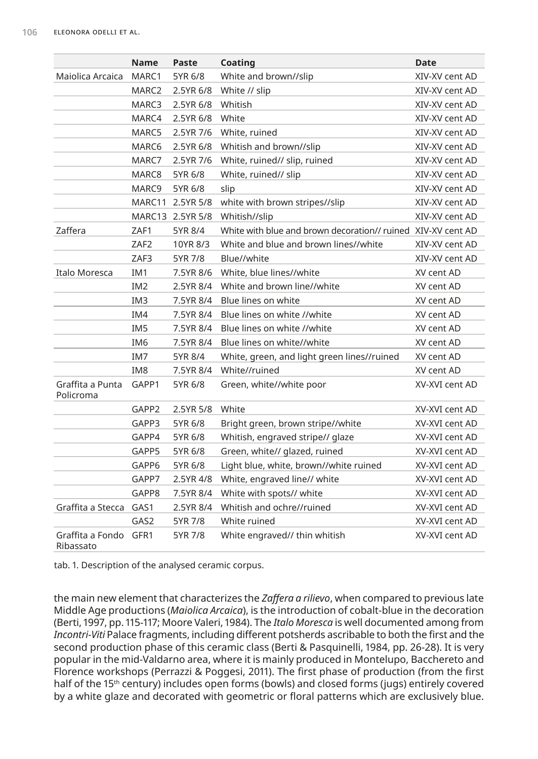| | Name | Paste | Coating | Date |
|---|---|---|---|---|
| Maiolica Arcaica | MARC1 | 5YR 6/8 | White and brown//slip | XIV-XV cent AD |
| | MARC2 | 2.5YR 6/8 | White // slip | XIV-XV cent AD |
| | MARC3 | 2.5YR 6/8 | Whitish | XIV-XV cent AD |
| | MARC4 | 2.5YR 6/8 | White | XIV-XV cent AD |
| | MARC5 | 2.5YR 7/6 | White, ruined | XIV-XV cent AD |
| | MARC6 | 2.5YR 6/8 | Whitish and brown//slip | XIV-XV cent AD |
| | MARC7 | 2.5YR 7/6 | White, ruined// slip, ruined | XIV-XV cent AD |
| | MARC8 | 5YR 6/8 | White, ruined// slip | XIV-XV cent AD |
| | MARC9 | 5YR 6/8 | slip | XIV-XV cent AD |
| | MARC11 | 2.5YR 5/8 | white with brown stripes//slip | XIV-XV cent AD |
| | MARC13 | 2.5YR 5/8 | Whitish//slip | XIV-XV cent AD |
| Zaffera | ZAF1 | 5YR 8/4 | White with blue and brown decoration// ruined | XIV-XV cent AD |
| | ZAF2 | 10YR 8/3 | White and blue and brown lines//white | XIV-XV cent AD |
| | ZAF3 | 5YR 7/8 | Blue//white | XIV-XV cent AD |
| Italo Moresca | IM1 | 7.5YR 8/6 | White, blue lines//white | XV cent AD |
| | IM2 | 2.5YR 8/4 | White and brown line//white | XV cent AD |
| | IM3 | 7.5YR 8/4 | Blue lines on white | XV cent AD |
| | IM4 | 7.5YR 8/4 | Blue lines on white //white | XV cent AD |
| | IM5 | 7.5YR 8/4 | Blue lines on white //white | XV cent AD |
| | IM6 | 7.5YR 8/4 | Blue lines on white//white | XV cent AD |
| | IM7 | 5YR 8/4 | White, green, and light green lines//ruined | XV cent AD |
| | IM8 | 7.5YR 8/4 | White//ruined | XV cent AD |
| Graffita a Punta Policroma | GAPP1 | 5YR 6/8 | Green, white//white poor | XV-XVI cent AD |
| | GAPP2 | 2.5YR 5/8 | White | XV-XVI cent AD |
| | GAPP3 | 5YR 6/8 | Bright green, brown stripe//white | XV-XVI cent AD |
| | GAPP4 | 5YR 6/8 | Whitish, engraved stripe// glaze | XV-XVI cent AD |
| | GAPP5 | 5YR 6/8 | Green, white// glazed, ruined | XV-XVI cent AD |
| | GAPP6 | 5YR 6/8 | Light blue, white, brown//white ruined | XV-XVI cent AD |
| | GAPP7 | 2.5YR 4/8 | White, engraved line// white | XV-XVI cent AD |
| | GAPP8 | 7.5YR 8/4 | White with spots// white | XV-XVI cent AD |
| Graffita a Stecca | GAS1 | 2.5YR 8/4 | Whitish and ochre//ruined | XV-XVI cent AD |
| | GAS2 | 5YR 7/8 | White ruined | XV-XVI cent AD |
| Graffita a Fondo Ribassato | GFR1 | 5YR 7/8 | White engraved// thin whitish | XV-XVI cent AD |

tab. 1. Description of the analysed ceramic corpus.

the main new element that characterizes the *Zaffera a rilievo*, when compared to previous late Middle Age productions (*Maiolica Arcaica*), is the introduction of cobalt-blue in the decoration (Berti, 1997, pp. 115-117; Moore Valeri, 1984). The *Italo Moresca* is well documented among from *Incontri-Viti* Palace fragments, including different potsherds ascribable to both the first and the second production phase of this ceramic class (Berti & Pasquinelli, 1984, pp. 26-28). It is very popular in the mid-Valdarno area, where it is mainly produced in Montelupo, Bacchereto and Florence workshops (Perrazzi & Poggesi, 2011). The first phase of production (from the first half of the 15th century) includes open forms (bowls) and closed forms (jugs) entirely covered by a white glaze and decorated with geometric or floral patterns which are exclusively blue.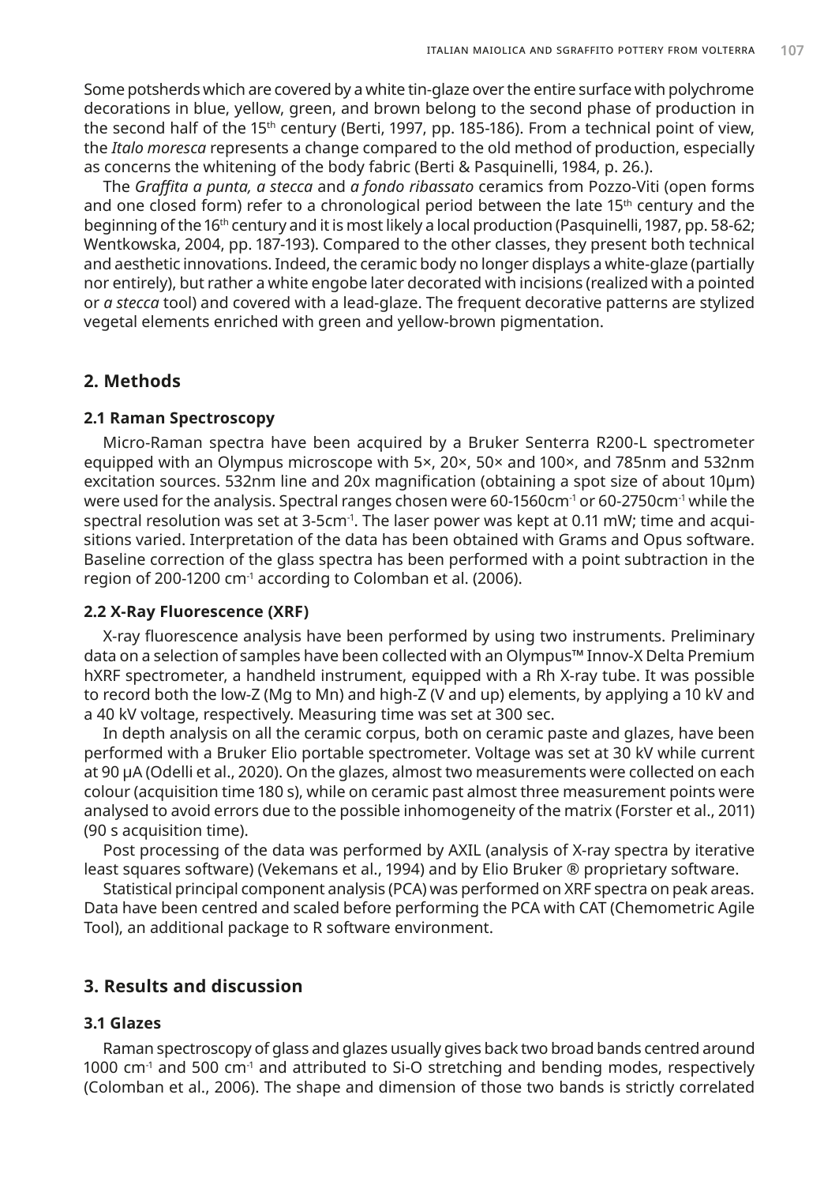Some potsherds which are covered by a white tin-glaze over the entire surface with polychrome decorations in blue, yellow, green, and brown belong to the second phase of production in the second half of the 15th century (Berti, 1997, pp. 185-186). From a technical point of view, the *Italo moresca* represents a change compared to the old method of production, especially as concerns the whitening of the body fabric (Berti & Pasquinelli, 1984, p. 26.).

The *Graffita a punta, a stecca* and *a fondo ribassato* ceramics from Pozzo-Viti (open forms and one closed form) refer to a chronological period between the late 15th century and the beginning of the 16th century and it is most likely a local production (Pasquinelli, 1987, pp. 58-62; Wentkowska, 2004, pp. 187-193). Compared to the other classes, they present both technical and aesthetic innovations. Indeed, the ceramic body no longer displays a white-glaze (partially nor entirely), but rather a white engobe later decorated with incisions (realized with a pointed or *a stecca* tool) and covered with a lead-glaze. The frequent decorative patterns are stylized vegetal elements enriched with green and yellow-brown pigmentation.

## 2. Methods

### 2.1 Raman Spectroscopy

Micro-Raman spectra have been acquired by a Bruker Senterra R200-L spectrometer equipped with an Olympus microscope with 5×, 20×, 50× and 100×, and 785nm and 532nm excitation sources. 532nm line and 20x magnification (obtaining a spot size of about 10µm) were used for the analysis. Spectral ranges chosen were 60-1560cm$^{-1}$ or 60-2750cm$^{-1}$ while the spectral resolution was set at 3-5cm$^{-1}$. The laser power was kept at 0.11 mW; time and acquisitions varied. Interpretation of the data has been obtained with Grams and Opus software. Baseline correction of the glass spectra has been performed with a point subtraction in the region of 200-1200 cm$^{-1}$ according to Colomban et al. (2006).

### 2.2 X-Ray Fluorescence (XRF)

X-ray fluorescence analysis have been performed by using two instruments. Preliminary data on a selection of samples have been collected with an Olympus™ Innov-X Delta Premium hXRF spectrometer, a handheld instrument, equipped with a Rh X-ray tube. It was possible to record both the low-Z (Mg to Mn) and high-Z (V and up) elements, by applying a 10 kV and a 40 kV voltage, respectively. Measuring time was set at 300 sec.

In depth analysis on all the ceramic corpus, both on ceramic paste and glazes, have been performed with a Bruker Elio portable spectrometer. Voltage was set at 30 kV while current at 90 µA (Odelli et al., 2020). On the glazes, almost two measurements were collected on each colour (acquisition time 180 s), while on ceramic past almost three measurement points were analysed to avoid errors due to the possible inhomogeneity of the matrix (Forster et al., 2011) (90 s acquisition time).

Post processing of the data was performed by AXIL (analysis of X-ray spectra by iterative least squares software) (Vekemans et al., 1994) and by Elio Bruker ® proprietary software.

Statistical principal component analysis (PCA) was performed on XRF spectra on peak areas. Data have been centred and scaled before performing the PCA with CAT (Chemometric Agile Tool), an additional package to R software environment.

## 3. Results and discussion

### 3.1 Glazes

Raman spectroscopy of glass and glazes usually gives back two broad bands centred around 1000 cm$^{-1}$ and 500 cm$^{-1}$ and attributed to Si-O stretching and bending modes, respectively (Colomban et al., 2006). The shape and dimension of those two bands is strictly correlated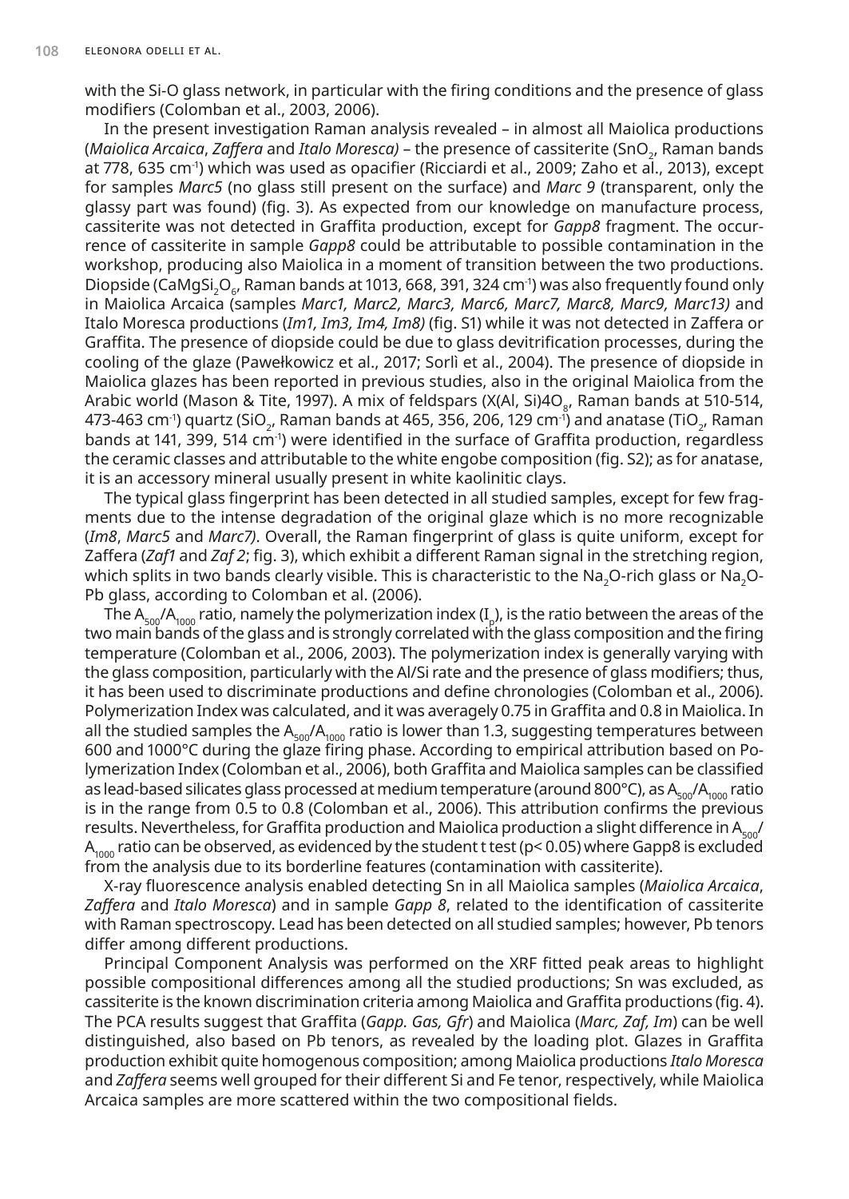with the Si-O glass network, in particular with the firing conditions and the presence of glass modifiers (Colomban et al., 2003, 2006).

In the present investigation Raman analysis revealed – in almost all Maiolica productions (*Maiolica Arcaica*, *Zaffera* and *Italo Moresca)* – the presence of cassiterite ($SnO_2$, Raman bands at 778, 635 $cm^{-1}$) which was used as opacifier (Ricciardi et al., 2009; Zaho et al., 2013), except for samples *Marc5* (no glass still present on the surface) and *Marc 9* (transparent, only the glassy part was found) (fig. 3). As expected from our knowledge on manufacture process, cassiterite was not detected in Graffita production, except for *Gapp8* fragment. The occurrence of cassiterite in sample *Gapp8* could be attributable to possible contamination in the workshop, producing also Maiolica in a moment of transition between the two productions. Diopside ($CaMgSi_2O_6$, Raman bands at 1013, 668, 391, 324 $cm^{-1}$) was also frequently found only in Maiolica Arcaica (samples *Marc1, Marc2, Marc3, Marc6, Marc7, Marc8, Marc9, Marc13)* and Italo Moresca productions (*Im1, Im3, Im4, Im8)* (fig. S1) while it was not detected in Zaffera or Graffita. The presence of diopside could be due to glass devitrification processes, during the cooling of the glaze (Pawełkowicz et al., 2017; Sorlì et al., 2004). The presence of diopside in Maiolica glazes has been reported in previous studies, also in the original Maiolica from the Arabic world (Mason & Tite, 1997). A mix of feldspars ($X(Al, Si)4O_8$, Raman bands at 510-514, 473-463 $cm^{-1}$) quartz ($SiO_2$, Raman bands at 465, 356, 206, 129 $cm^{-1}$) and anatase ($TiO_2$, Raman bands at 141, 399, 514 $cm^{-1}$) were identified in the surface of Graffita production, regardless the ceramic classes and attributable to the white engobe composition (fig. S2); as for anatase, it is an accessory mineral usually present in white kaolinitic clays.

The typical glass fingerprint has been detected in all studied samples, except for few fragments due to the intense degradation of the original glaze which is no more recognizable (*Im8*, *Marc5* and *Marc7)*. Overall, the Raman fingerprint of glass is quite uniform, except for Zaffera (*Zaf1* and *Zaf 2*; fig. 3), which exhibit a different Raman signal in the stretching region, which splits in two bands clearly visible. This is characteristic to the $Na_2O$-rich glass or $Na_2O$-Pb glass, according to Colomban et al. (2006).

The $A_{500}/A_{1000}$ ratio, namely the polymerization index ($I_p$), is the ratio between the areas of the two main bands of the glass and is strongly correlated with the glass composition and the firing temperature (Colomban et al., 2006, 2003). The polymerization index is generally varying with the glass composition, particularly with the Al/Si rate and the presence of glass modifiers; thus, it has been used to discriminate productions and define chronologies (Colomban et al., 2006). Polymerization Index was calculated, and it was averagely 0.75 in Graffita and 0.8 in Maiolica. In all the studied samples the $A_{500}/A_{1000}$ ratio is lower than 1.3, suggesting temperatures between 600 and 1000°C during the glaze firing phase. According to empirical attribution based on Polymerization Index (Colomban et al., 2006), both Graffita and Maiolica samples can be classified as lead-based silicates glass processed at medium temperature (around 800°C), as $A_{500}/A_{1000}$ ratio is in the range from 0.5 to 0.8 (Colomban et al., 2006). This attribution confirms the previous results. Nevertheless, for Graffita production and Maiolica production a slight difference in $A_{500}/A_{1000}$ ratio can be observed, as evidenced by the student t test ($p< 0.05$) where Gapp8 is excluded from the analysis due to its borderline features (contamination with cassiterite).

X-ray fluorescence analysis enabled detecting Sn in all Maiolica samples (*Maiolica Arcaica*, *Zaffera* and *Italo Moresca*) and in sample *Gapp 8*, related to the identification of cassiterite with Raman spectroscopy. Lead has been detected on all studied samples; however, Pb tenors differ among different productions.

Principal Component Analysis was performed on the XRF fitted peak areas to highlight possible compositional differences among all the studied productions; Sn was excluded, as cassiterite is the known discrimination criteria among Maiolica and Graffita productions (fig. 4). The PCA results suggest that Graffita (*Gapp. Gas, Gfr*) and Maiolica (*Marc, Zaf, Im*) can be well distinguished, also based on Pb tenors, as revealed by the loading plot. Glazes in Graffita production exhibit quite homogenous composition; among Maiolica productions *Italo Moresca* and *Zaffera* seems well grouped for their different Si and Fe tenor, respectively, while Maiolica Arcaica samples are more scattered within the two compositional fields.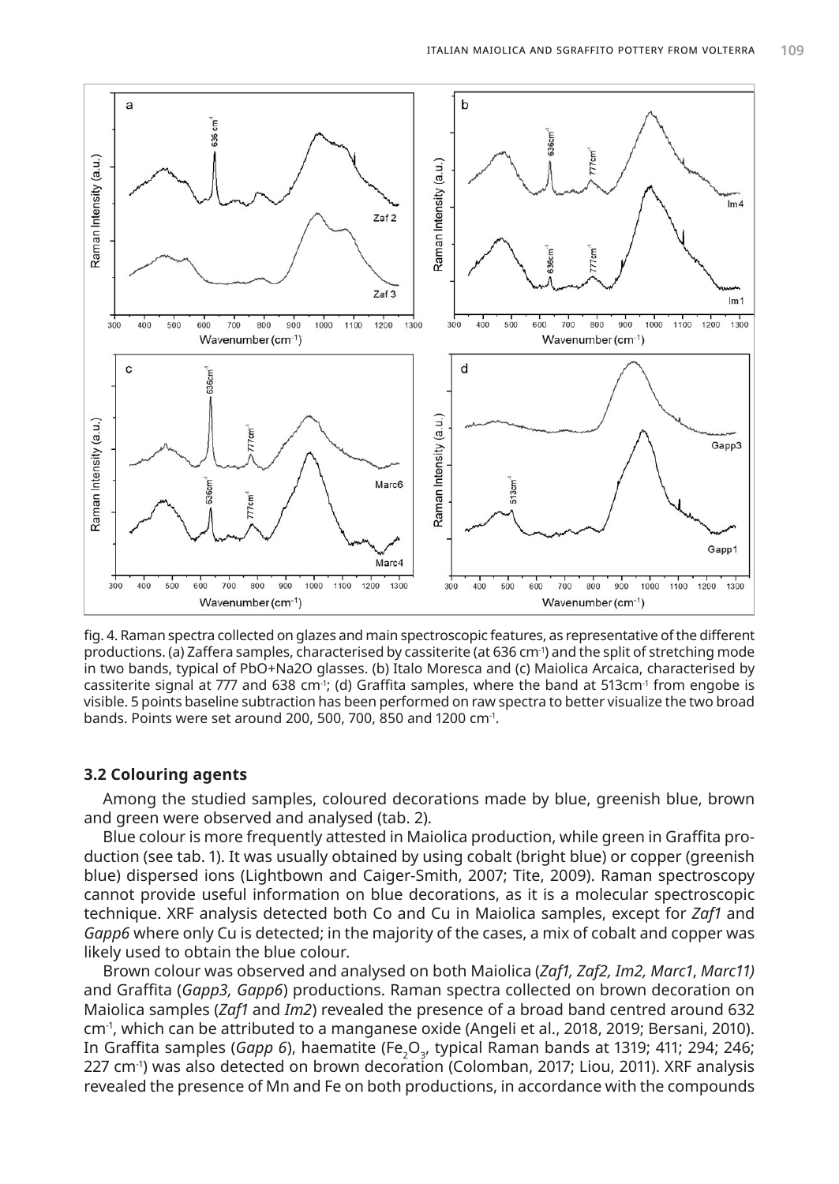fig. 4. Raman spectra collected on glazes and main spectroscopic features, as representative of the different productions. (a) Zaffera samples, characterised by cassiterite (at 636 cm[-1]) and the split of stretching mode in two bands, typical of PbO+Na2O glasses. (b) Italo Moresca and (c) Maiolica Arcaica, characterised by cassiterite signal at 777 and 638 cm[-1]; (d) Graffita samples, where the band at 513cm[-1] from engobe is visible. 5 points baseline subtraction has been performed on raw spectra to better visualize the two broad bands. Points were set around 200, 500, 700, 850 and 1200 cm[-1].

### 3.2 Colouring agents

Among the studied samples, coloured decorations made by blue, greenish blue, brown and green were observed and analysed (tab. 2).

Blue colour is more frequently attested in Maiolica production, while green in Graffita production (see tab. 1). It was usually obtained by using cobalt (bright blue) or copper (greenish blue) dispersed ions (Lightbown and Caiger-Smith, 2007; Tite, 2009). Raman spectroscopy cannot provide useful information on blue decorations, as it is a molecular spectroscopic technique. XRF analysis detected both Co and Cu in Maiolica samples, except for *Zaf1* and *Gapp6* where only Cu is detected; in the majority of the cases, a mix of cobalt and copper was likely used to obtain the blue colour.

Brown colour was observed and analysed on both Maiolica (*Zaf1, Zaf2, Im2, Marc1*, *Marc11)* and Graffita (*Gapp3, Gapp6*) productions. Raman spectra collected on brown decoration on Maiolica samples (*Zaf1* and *Im2*) revealed the presence of a broad band centred around 632 cm$^{-1}$, which can be attributed to a manganese oxide (Angeli et al., 2018, 2019; Bersani, 2010). In Graffita samples (*Gapp 6*), haematite ($Fe_2O_3$, typical Raman bands at 1319; 411; 294; 246; 227 cm$^{-1}$) was also detected on brown decoration (Colomban, 2017; Liou, 2011). XRF analysis revealed the presence of Mn and Fe on both productions, in accordance with the compounds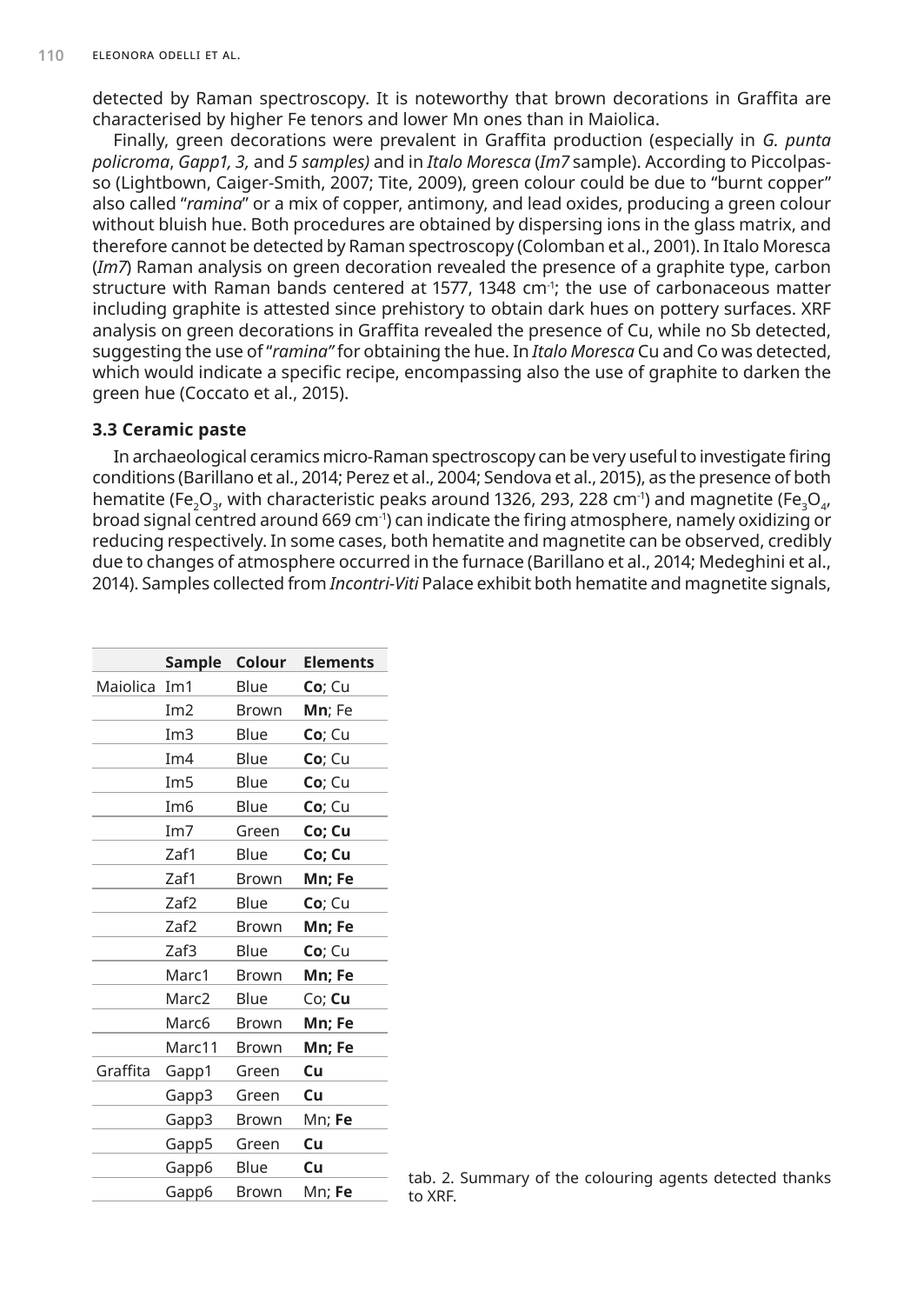detected by Raman spectroscopy. It is noteworthy that brown decorations in Graffita are characterised by higher Fe tenors and lower Mn ones than in Maiolica.

Finally, green decorations were prevalent in Graffita production (especially in *G. punta policroma*, *Gapp1, 3,* and *5 samples)* and in *Italo Moresca* (*Im7* sample). According to Piccolpasso (Lightbown, Caiger-Smith, 2007; Tite, 2009), green colour could be due to "burnt copper" also called "*ramina*" or a mix of copper, antimony, and lead oxides, producing a green colour without bluish hue. Both procedures are obtained by dispersing ions in the glass matrix, and therefore cannot be detected by Raman spectroscopy (Colomban et al., 2001). In Italo Moresca (*Im7*) Raman analysis on green decoration revealed the presence of a graphite type, carbon structure with Raman bands centered at 1577, 1348 cm$^{-1}$; the use of carbonaceous matter including graphite is attested since prehistory to obtain dark hues on pottery surfaces. XRF analysis on green decorations in Graffita revealed the presence of Cu, while no Sb detected, suggesting the use of "*ramina"* for obtaining the hue. In *Italo Moresca* Cu and Co was detected, which would indicate a specific recipe, encompassing also the use of graphite to darken the green hue (Coccato et al., 2015).

### 3.3 Ceramic paste

In archaeological ceramics micro-Raman spectroscopy can be very useful to investigate firing conditions (Barillano et al., 2014; Perez et al., 2004; Sendova et al., 2015), as the presence of both hematite ($Fe_2O_3$, with characteristic peaks around 1326, 293, 228 cm$^{-1}$) and magnetite ($Fe_3O_4$, broad signal centred around 669 cm$^{-1}$) can indicate the firing atmosphere, namely oxidizing or reducing respectively. In some cases, both hematite and magnetite can be observed, credibly due to changes of atmosphere occurred in the furnace (Barillano et al., 2014; Medeghini et al., 2014). Samples collected from *Incontri-Viti* Palace exhibit both hematite and magnetite signals,

| | Sample | Colour | Elements |
|---|---|---|---|
| Maiolica | Im1 | Blue | **Co**; Cu |
| | Im2 | Brown | **Mn**; Fe |
| | Im3 | Blue | **Co**; Cu |
| | Im4 | Blue | **Co**; Cu |
| | Im5 | Blue | **Co**; Cu |
| | Im6 | Blue | **Co**; Cu |
| | Im7 | Green | **Co; Cu** |
| | Zaf1 | Blue | **Co; Cu** |
| | Zaf1 | Brown | **Mn; Fe** |
| | Zaf2 | Blue | **Co**; Cu |
| | Zaf2 | Brown | **Mn; Fe** |
| | Zaf3 | Blue | **Co**; Cu |
| | Marc1 | Brown | **Mn; Fe** |
| | Marc2 | Blue | Co; **Cu** |
| | Marc6 | Brown | **Mn; Fe** |
| | Marc11 | Brown | **Mn; Fe** |
| Graffita | Gapp1 | Green | **Cu** |
| | Gapp3 | Green | **Cu** |
| | Gapp3 | Brown | Mn; **Fe** |
| | Gapp5 | Green | **Cu** |
| | Gapp6 | Blue | **Cu** |
| | Gapp6 | Brown | Mn; **Fe** |

tab. 2. Summary of the colouring agents detected thanks to XRF.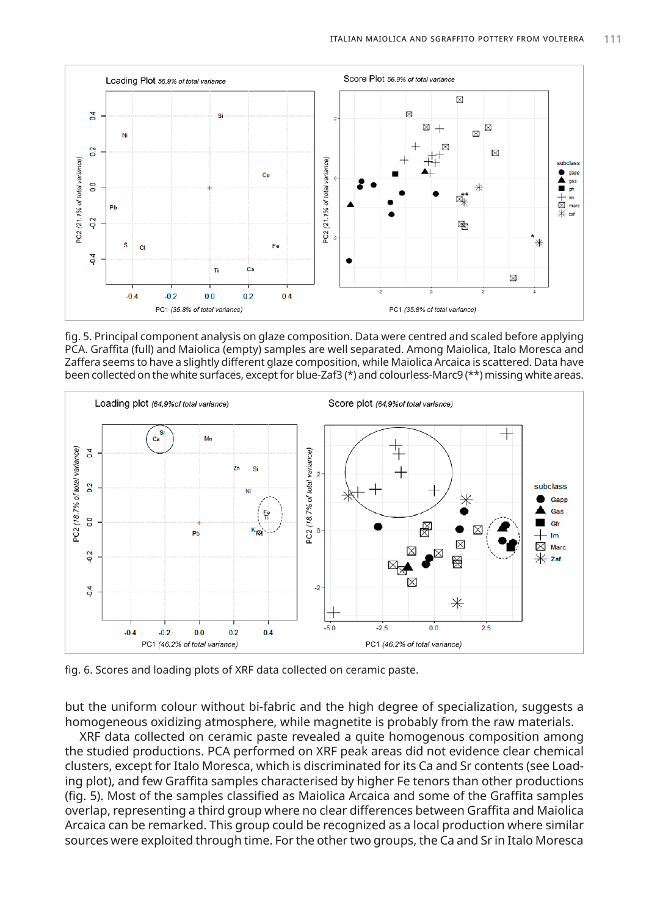fig. 5. Principal component analysis on glaze composition. Data were centred and scaled before applying PCA. Graffita (full) and Maiolica (empty) samples are well separated. Among Maiolica, Italo Moresca and Zaffera seems to have a slightly different glaze composition, while Maiolica Arcaica is scattered. Data have been collected on the white surfaces, except for blue-Zaf3 (*) and colourless-Marc9 (**) missing white areas.

fig. 6. Scores and loading plots of XRF data collected on ceramic paste.

but the uniform colour without bi-fabric and the high degree of specialization, suggests a homogeneous oxidizing atmosphere, while magnetite is probably from the raw materials.

XRF data collected on ceramic paste revealed a quite homogenous composition among the studied productions. PCA performed on XRF peak areas did not evidence clear chemical clusters, except for Italo Moresca, which is discriminated for its Ca and Sr contents (see Loading plot), and few Graffita samples characterised by higher Fe tenors than other productions (fig. 5). Most of the samples classified as Maiolica Arcaica and some of the Graffita samples overlap, representing a third group where no clear differences between Graffita and Maiolica Arcaica can be remarked. This group could be recognized as a local production where similar sources were exploited through time. For the other two groups, the Ca and Sr in Italo Moresca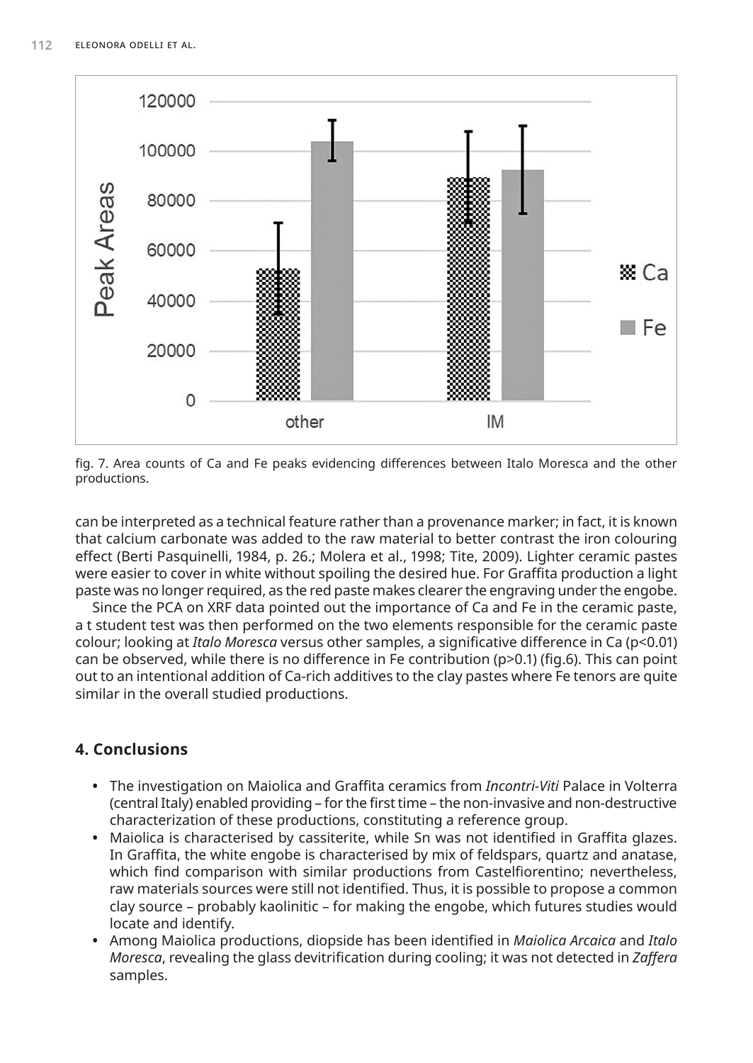fig. 7. Area counts of Ca and Fe peaks evidencing differences between Italo Moresca and the other productions.

can be interpreted as a technical feature rather than a provenance marker; in fact, it is known that calcium carbonate was added to the raw material to better contrast the iron colouring effect (Berti Pasquinelli, 1984, p. 26.; Molera et al., 1998; Tite, 2009). Lighter ceramic pastes were easier to cover in white without spoiling the desired hue. For Graffita production a light paste was no longer required, as the red paste makes clearer the engraving under the engobe.

Since the PCA on XRF data pointed out the importance of Ca and Fe in the ceramic paste, a t student test was then performed on the two elements responsible for the ceramic paste colour; looking at *Italo Moresca* versus other samples, a significative difference in Ca ($p<0.01$) can be observed, while there is no difference in Fe contribution ($p>0.1$) (fig.6). This can point out to an intentional addition of Ca-rich additives to the clay pastes where Fe tenors are quite similar in the overall studied productions.

## 4. Conclusions

- The investigation on Maiolica and Graffita ceramics from *Incontri-Viti* Palace in Volterra (central Italy) enabled providing – for the first time – the non-invasive and non-destructive characterization of these productions, constituting a reference group.
- Maiolica is characterised by cassiterite, while Sn was not identified in Graffita glazes. In Graffita, the white engobe is characterised by mix of feldspars, quartz and anatase, which find comparison with similar productions from Castelfiorentino; nevertheless, raw materials sources were still not identified. Thus, it is possible to propose a common clay source – probably kaolinitic – for making the engobe, which futures studies would locate and identify.
- Among Maiolica productions, diopside has been identified in *Maiolica Arcaica* and *Italo Moresca*, revealing the glass devitrification during cooling; it was not detected in *Zaffera* samples.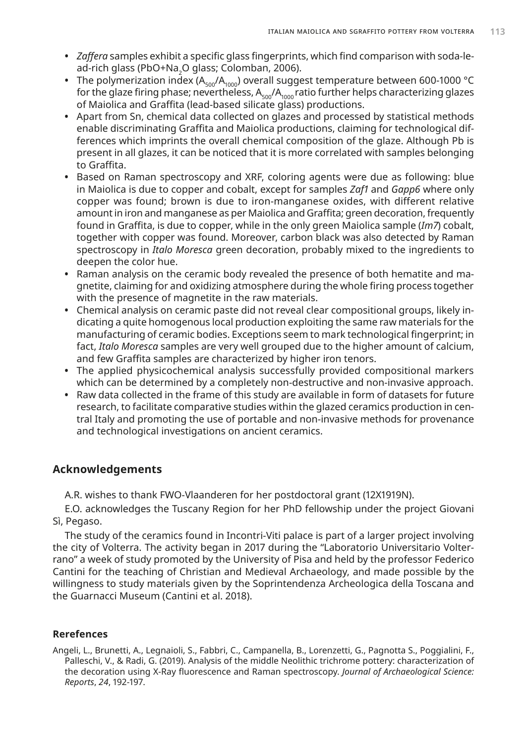- *Zaffera* samples exhibit a specific glass fingerprints, which find comparison with soda-lead-rich glass ($PbO+Na_2O$ glass; Colomban, 2006).
- The polymerization index ($A_{500}/A_{1000}$) overall suggest temperature between 600-1000 °C for the glaze firing phase; nevertheless, $A_{500}/A_{1000}$ ratio further helps characterizing glazes of Maiolica and Graffita (lead-based silicate glass) productions.
- Apart from Sn, chemical data collected on glazes and processed by statistical methods enable discriminating Graffita and Maiolica productions, claiming for technological differences which imprints the overall chemical composition of the glaze. Although Pb is present in all glazes, it can be noticed that it is more correlated with samples belonging to Graffita.
- Based on Raman spectroscopy and XRF, coloring agents were due as following: blue in Maiolica is due to copper and cobalt, except for samples *Zaf1* and *Gapp6* where only copper was found; brown is due to iron-manganese oxides, with different relative amount in iron and manganese as per Maiolica and Graffita; green decoration, frequently found in Graffita, is due to copper, while in the only green Maiolica sample (*Im7*) cobalt, together with copper was found. Moreover, carbon black was also detected by Raman spectroscopy in *Italo Moresca* green decoration, probably mixed to the ingredients to deepen the color hue.
- Raman analysis on the ceramic body revealed the presence of both hematite and magnetite, claiming for and oxidizing atmosphere during the whole firing process together with the presence of magnetite in the raw materials.
- Chemical analysis on ceramic paste did not reveal clear compositional groups, likely indicating a quite homogenous local production exploiting the same raw materials for the manufacturing of ceramic bodies. Exceptions seem to mark technological fingerprint; in fact, *Italo Moresca* samples are very well grouped due to the higher amount of calcium, and few Graffita samples are characterized by higher iron tenors.
- The applied physicochemical analysis successfully provided compositional markers which can be determined by a completely non-destructive and non-invasive approach.
- Raw data collected in the frame of this study are available in form of datasets for future research, to facilitate comparative studies within the glazed ceramics production in central Italy and promoting the use of portable and non-invasive methods for provenance and technological investigations on ancient ceramics.

## Acknowledgements

A.R. wishes to thank FWO-Vlaanderen for her postdoctoral grant (12X1919N).

E.O. acknowledges the Tuscany Region for her PhD fellowship under the project Giovani Sì, Pegaso.

The study of the ceramics found in Incontri-Viti palace is part of a larger project involving the city of Volterra. The activity began in 2017 during the "Laboratorio Universitario Volterrano" a week of study promoted by the University of Pisa and held by the professor Federico Cantini for the teaching of Christian and Medieval Archaeology, and made possible by the willingness to study materials given by the Soprintendenza Archeologica della Toscana and the Guarnacci Museum (Cantini et al. 2018).

### Rerefences

Angeli, L., Brunetti, A., Legnaioli, S., Fabbri, C., Campanella, B., Lorenzetti, G., Pagnotta S., Poggialini, F., Palleschi, V., & Radi, G. (2019). Analysis of the middle Neolithic trichrome pottery: characterization of the decoration using X-Ray fluorescence and Raman spectroscopy. *Journal of Archaeological Science: Reports*, *24*, 192-197.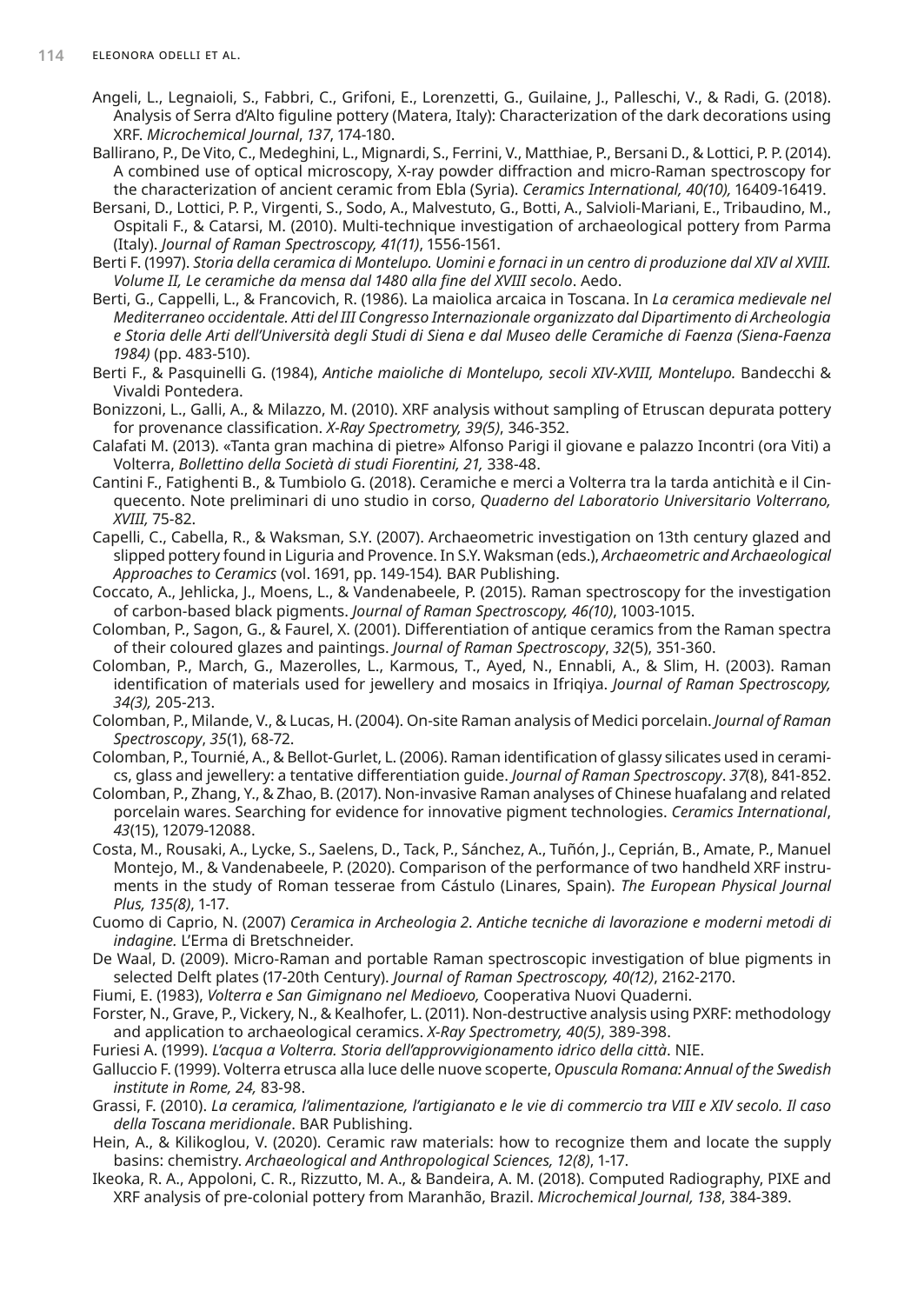Angeli, L., Legnaioli, S., Fabbri, C., Grifoni, E., Lorenzetti, G., Guilaine, J., Palleschi, V., & Radi, G. (2018). Analysis of Serra d'Alto figuline pottery (Matera, Italy): Characterization of the dark decorations using XRF. *Microchemical Journal*, *137*, 174-180.

Ballirano, P., De Vito, C., Medeghini, L., Mignardi, S., Ferrini, V., Matthiae, P., Bersani D., & Lottici, P. P. (2014). A combined use of optical microscopy, X-ray powder diffraction and micro-Raman spectroscopy for the characterization of ancient ceramic from Ebla (Syria). *Ceramics International, 40(10),* 16409-16419.

Bersani, D., Lottici, P. P., Virgenti, S., Sodo, A., Malvestuto, G., Botti, A., Salvioli-Mariani, E., Tribaudino, M., Ospitali F., & Catarsi, M. (2010). Multi-technique investigation of archaeological pottery from Parma (Italy). *Journal of Raman Spectroscopy, 41(11)*, 1556-1561.

Berti F. (1997). *Storia della ceramica di Montelupo. Uomini e fornaci in un centro di produzione dal XIV al XVIII. Volume II, Le ceramiche da mensa dal 1480 alla fine del XVIII secolo*. Aedo.

Berti, G., Cappelli, L., & Francovich, R. (1986). La maiolica arcaica in Toscana. In *La ceramica medievale nel Mediterraneo occidentale. Atti del III Congresso Internazionale organizzato dal Dipartimento di Archeologia e Storia delle Arti dell'Università degli Studi di Siena e dal Museo delle Ceramiche di Faenza (Siena-Faenza 1984)* (pp. 483-510).

Berti F., & Pasquinelli G. (1984), *Antiche maioliche di Montelupo, secoli XIV-XVIII, Montelupo.* Bandecchi & Vivaldi Pontedera.

Bonizzoni, L., Galli, A., & Milazzo, M. (2010). XRF analysis without sampling of Etruscan depurata pottery for provenance classification. *X-Ray Spectrometry, 39(5)*, 346-352.

Calafati M. (2013). «Tanta gran machina di pietre» Alfonso Parigi il giovane e palazzo Incontri (ora Viti) a Volterra, *Bollettino della Società di studi Fiorentini, 21,* 338-48.

Cantini F., Fatighenti B., & Tumbiolo G. (2018). Ceramiche e merci a Volterra tra la tarda antichità e il Cinquecento. Note preliminari di uno studio in corso, *Quaderno del Laboratorio Universitario Volterrano, XVIII,* 75-82.

Capelli, C., Cabella, R., & Waksman, S.Y. (2007). Archaeometric investigation on 13th century glazed and slipped pottery found in Liguria and Provence. In S.Y. Waksman (eds.), *Archaeometric and Archaeological Approaches to Ceramics* (vol. 1691, pp. 149-154)*.* BAR Publishing.

Coccato, A., Jehlicka, J., Moens, L., & Vandenabeele, P. (2015). Raman spectroscopy for the investigation of carbon-based black pigments. *Journal of Raman Spectroscopy, 46(10)*, 1003-1015.

Colomban, P., Sagon, G., & Faurel, X. (2001). Differentiation of antique ceramics from the Raman spectra of their coloured glazes and paintings. *Journal of Raman Spectroscopy*, *32*(5), 351-360.

Colomban, P., March, G., Mazerolles, L., Karmous, T., Ayed, N., Ennabli, A., & Slim, H. (2003). Raman identification of materials used for jewellery and mosaics in Ifriqiya. *Journal of Raman Spectroscopy, 34(3),* 205-213.

Colomban, P., Milande, V., & Lucas, H. (2004). On-site Raman analysis of Medici porcelain. *Journal of Raman Spectroscopy*, *35*(1), 68-72.

Colomban, P., Tournié, A., & Bellot-Gurlet, L. (2006). Raman identification of glassy silicates used in ceramics, glass and jewellery: a tentative differentiation guide. *Journal of Raman Spectroscopy*. *37*(8), 841-852.

Colomban, P., Zhang, Y., & Zhao, B. (2017). Non-invasive Raman analyses of Chinese huafalang and related porcelain wares. Searching for evidence for innovative pigment technologies. *Ceramics International*, *43*(15), 12079-12088.

Costa, M., Rousaki, A., Lycke, S., Saelens, D., Tack, P., Sánchez, A., Tuñón, J., Ceprián, B., Amate, P., Manuel Montejo, M., & Vandenabeele, P. (2020). Comparison of the performance of two handheld XRF instruments in the study of Roman tesserae from Cástulo (Linares, Spain). *The European Physical Journal Plus, 135(8)*, 1-17.

Cuomo di Caprio, N. (2007) *Ceramica in Archeologia 2. Antiche tecniche di lavorazione e moderni metodi di indagine.* L'Erma di Bretschneider.

De Waal, D. (2009). Micro-Raman and portable Raman spectroscopic investigation of blue pigments in selected Delft plates (17-20th Century). *Journal of Raman Spectroscopy, 40(12)*, 2162-2170.

Fiumi, E. (1983), *Volterra e San Gimignano nel Medioevo,* Cooperativa Nuovi Quaderni.

Forster, N., Grave, P., Vickery, N., & Kealhofer, L. (2011). Non-destructive analysis using PXRF: methodology and application to archaeological ceramics. *X-Ray Spectrometry, 40(5)*, 389-398.

Furiesi A. (1999). *L'acqua a Volterra. Storia dell'approvvigionamento idrico della città*. NIE.

Galluccio F. (1999). Volterra etrusca alla luce delle nuove scoperte, *Opuscula Romana: Annual of the Swedish institute in Rome, 24,* 83-98.

Grassi, F. (2010). *La ceramica, l'alimentazione, l'artigianato e le vie di commercio tra VIII e XIV secolo. Il caso della Toscana meridionale*. BAR Publishing.

Hein, A., & Kilikoglou, V. (2020). Ceramic raw materials: how to recognize them and locate the supply basins: chemistry. *Archaeological and Anthropological Sciences, 12(8)*, 1-17.

Ikeoka, R. A., Appoloni, C. R., Rizzutto, M. A., & Bandeira, A. M. (2018). Computed Radiography, PIXE and XRF analysis of pre-colonial pottery from Maranhão, Brazil. *Microchemical Journal, 138*, 384-389.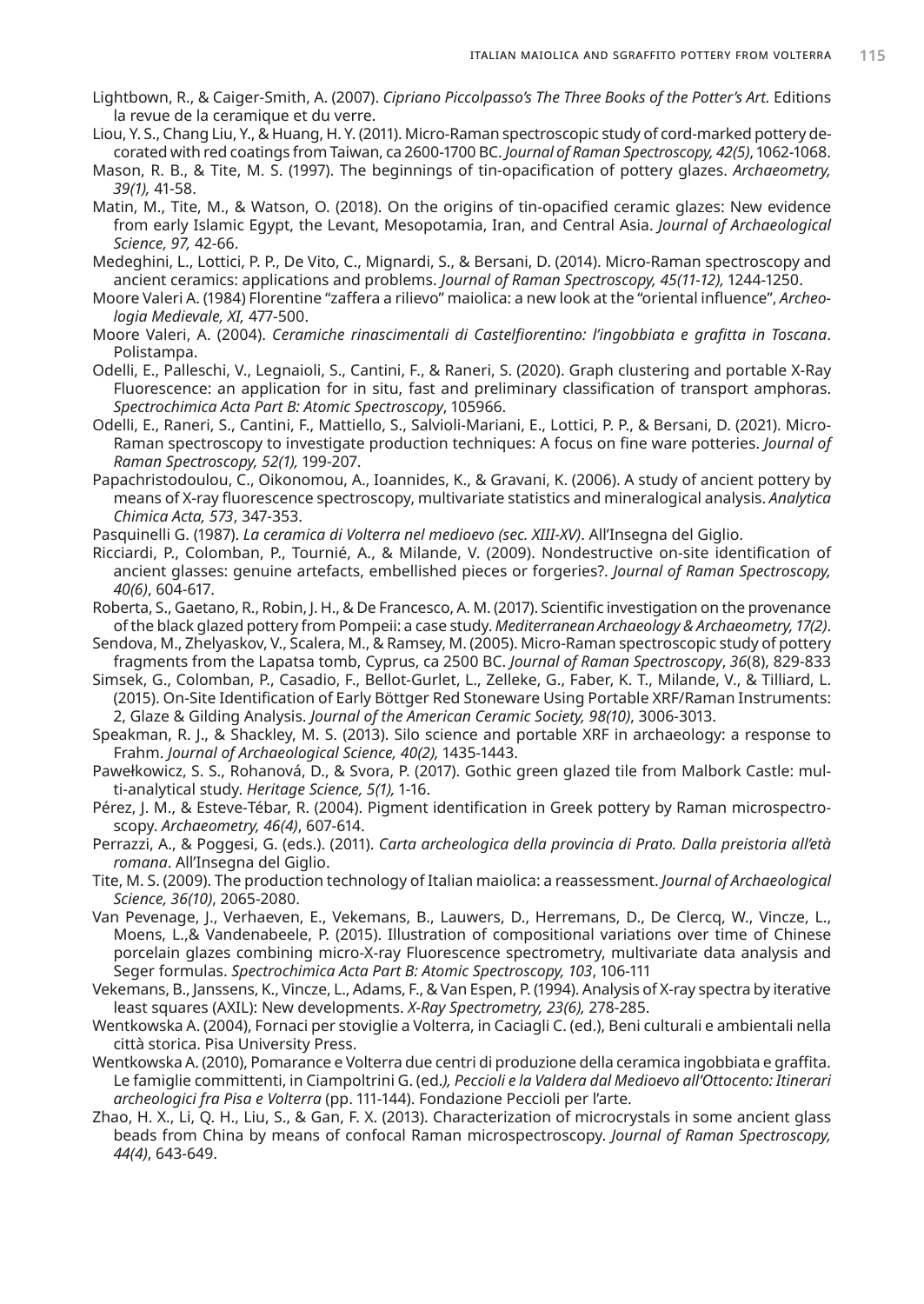Lightbown, R., & Caiger-Smith, A. (2007). *Cipriano Piccolpasso's The Three Books of the Potter's Art.* Editions la revue de la ceramique et du verre.

Liou, Y. S., Chang Liu, Y., & Huang, H. Y. (2011). Micro-Raman spectroscopic study of cord-marked pottery decorated with red coatings from Taiwan, ca 2600-1700 BC. *Journal of Raman Spectroscopy, 42(5)*, 1062-1068.

Mason, R. B., & Tite, M. S. (1997). The beginnings of tin-opacification of pottery glazes. *Archaeometry, 39(1),* 41-58.

Matin, M., Tite, M., & Watson, O. (2018). On the origins of tin-opacified ceramic glazes: New evidence from early Islamic Egypt, the Levant, Mesopotamia, Iran, and Central Asia. *Journal of Archaeological Science, 97,* 42-66.

Medeghini, L., Lottici, P. P., De Vito, C., Mignardi, S., & Bersani, D. (2014). Micro-Raman spectroscopy and ancient ceramics: applications and problems. *Journal of Raman Spectroscopy, 45(11-12),* 1244-1250.

Moore Valeri A. (1984) Florentine "zaffera a rilievo" maiolica: a new look at the "oriental influence", *Archeologia Medievale, XI,* 477-500.

Moore Valeri, A. (2004). *Ceramiche rinascimentali di Castelfiorentino: l'ingobbiata e grafitta in Toscana*. Polistampa.

Odelli, E., Palleschi, V., Legnaioli, S., Cantini, F., & Raneri, S. (2020). Graph clustering and portable X-Ray Fluorescence: an application for in situ, fast and preliminary classification of transport amphoras. *Spectrochimica Acta Part B: Atomic Spectroscopy*, 105966.

Odelli, E., Raneri, S., Cantini, F., Mattiello, S., Salvioli-Mariani, E., Lottici, P. P., & Bersani, D. (2021). Micro-Raman spectroscopy to investigate production techniques: A focus on fine ware potteries. *Journal of Raman Spectroscopy, 52(1),* 199-207.

Papachristodoulou, C., Oikonomou, A., Ioannides, K., & Gravani, K. (2006). A study of ancient pottery by means of X-ray fluorescence spectroscopy, multivariate statistics and mineralogical analysis. *Analytica Chimica Acta, 573*, 347-353.

Pasquinelli G. (1987). *La ceramica di Volterra nel medioevo (sec. XIII-XV)*. All'Insegna del Giglio.

Ricciardi, P., Colomban, P., Tournié, A., & Milande, V. (2009). Nondestructive on-site identification of ancient glasses: genuine artefacts, embellished pieces or forgeries?. *Journal of Raman Spectroscopy, 40(6)*, 604-617.

Roberta, S., Gaetano, R., Robin, J. H., & De Francesco, A. M. (2017). Scientific investigation on the provenance of the black glazed pottery from Pompeii: a case study. *Mediterranean Archaeology & Archaeometry, 17(2)*.

Sendova, M., Zhelyaskov, V., Scalera, M., & Ramsey, M. (2005). Micro-Raman spectroscopic study of pottery fragments from the Lapatsa tomb, Cyprus, ca 2500 BC. *Journal of Raman Spectroscopy*, *36*(8), 829-833

Simsek, G., Colomban, P., Casadio, F., Bellot-Gurlet, L., Zelleke, G., Faber, K. T., Milande, V., & Tilliard, L. (2015). On-Site Identification of Early Böttger Red Stoneware Using Portable XRF/Raman Instruments: 2, Glaze & Gilding Analysis. *Journal of the American Ceramic Society, 98(10)*, 3006-3013.

Speakman, R. J., & Shackley, M. S. (2013). Silo science and portable XRF in archaeology: a response to Frahm. *Journal of Archaeological Science, 40(2),* 1435-1443.

Pawełkowicz, S. S., Rohanová, D., & Svora, P. (2017). Gothic green glazed tile from Malbork Castle: multi-analytical study. *Heritage Science, 5(1),* 1-16.

Pérez, J. M., & Esteve-Tébar, R. (2004). Pigment identification in Greek pottery by Raman microspectroscopy. *Archaeometry, 46(4)*, 607-614.

Perrazzi, A., & Poggesi, G. (eds.). (2011). *Carta archeologica della provincia di Prato. Dalla preistoria all'età romana*. All'Insegna del Giglio.

Tite, M. S. (2009). The production technology of Italian maiolica: a reassessment. *Journal of Archaeological Science, 36(10)*, 2065-2080.

Van Pevenage, J., Verhaeven, E., Vekemans, B., Lauwers, D., Herremans, D., De Clercq, W., Vincze, L., Moens, L.,& Vandenabeele, P. (2015). Illustration of compositional variations over time of Chinese porcelain glazes combining micro-X-ray Fluorescence spectrometry, multivariate data analysis and Seger formulas. *Spectrochimica Acta Part B: Atomic Spectroscopy, 103*, 106-111

Vekemans, B., Janssens, K., Vincze, L., Adams, F., & Van Espen, P. (1994). Analysis of X-ray spectra by iterative least squares (AXIL): New developments. *X-Ray Spectrometry, 23(6),* 278-285.

Wentkowska A. (2004), Fornaci per stoviglie a Volterra, in Caciagli C. (ed.), Beni culturali e ambientali nella città storica. Pisa University Press.

Wentkowska A. (2010), Pomarance e Volterra due centri di produzione della ceramica ingobbiata e graffita. Le famiglie committenti, in Ciampoltrini G. (ed.*), Peccioli e la Valdera dal Medioevo all'Ottocento: Itinerari archeologici fra Pisa e Volterra* (pp. 111-144). Fondazione Peccioli per l'arte.

Zhao, H. X., Li, Q. H., Liu, S., & Gan, F. X. (2013). Characterization of microcrystals in some ancient glass beads from China by means of confocal Raman microspectroscopy. *Journal of Raman Spectroscopy, 44(4)*, 643-649.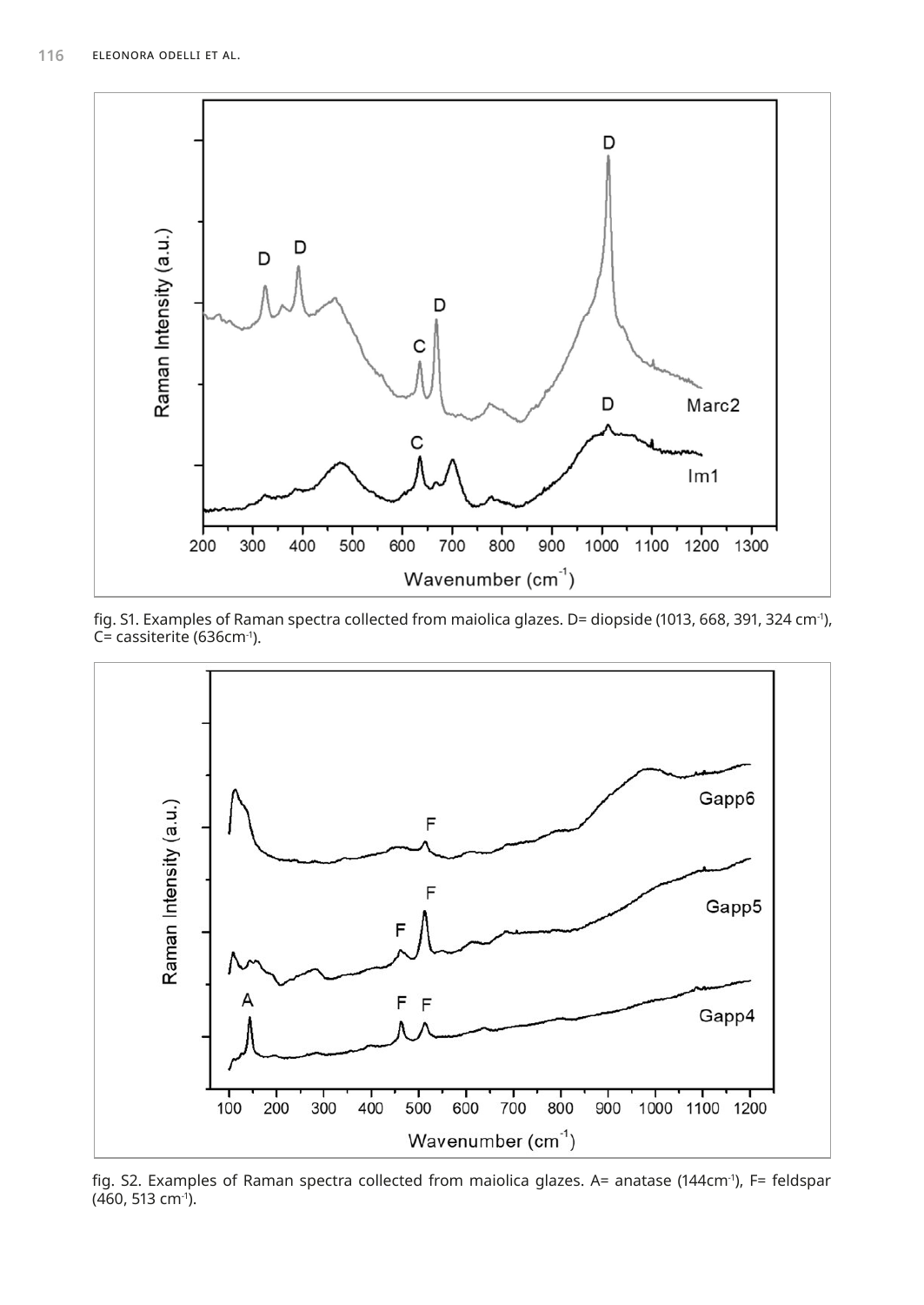Raman Intensity (a.u.)

D

D D

D

C

D

C

Marc2

Im1

200 300 400 500 600 700 800 900 1000 1100 1200 1300

Wavenumber (cm$^{-1}$)

fig. S1. Examples of Raman spectra collected from maiolica glazes. D= diopside (1013, 668, 391, 324 cm$^{-1}$), C= cassiterite (636cm$^{-1}$).

Raman Intensity (a.u.)

Gapp6

F

F

Gapp5

F

A

F F

Gapp4

100 200 300 400 500 600 700 800 900 1000 1100 1200

Wavenumber (cm$^{-1}$)

fig. S2. Examples of Raman spectra collected from maiolica glazes. A= anatase (144cm$^{-1}$), F= feldspar (460, 513 cm$^{-1}$).